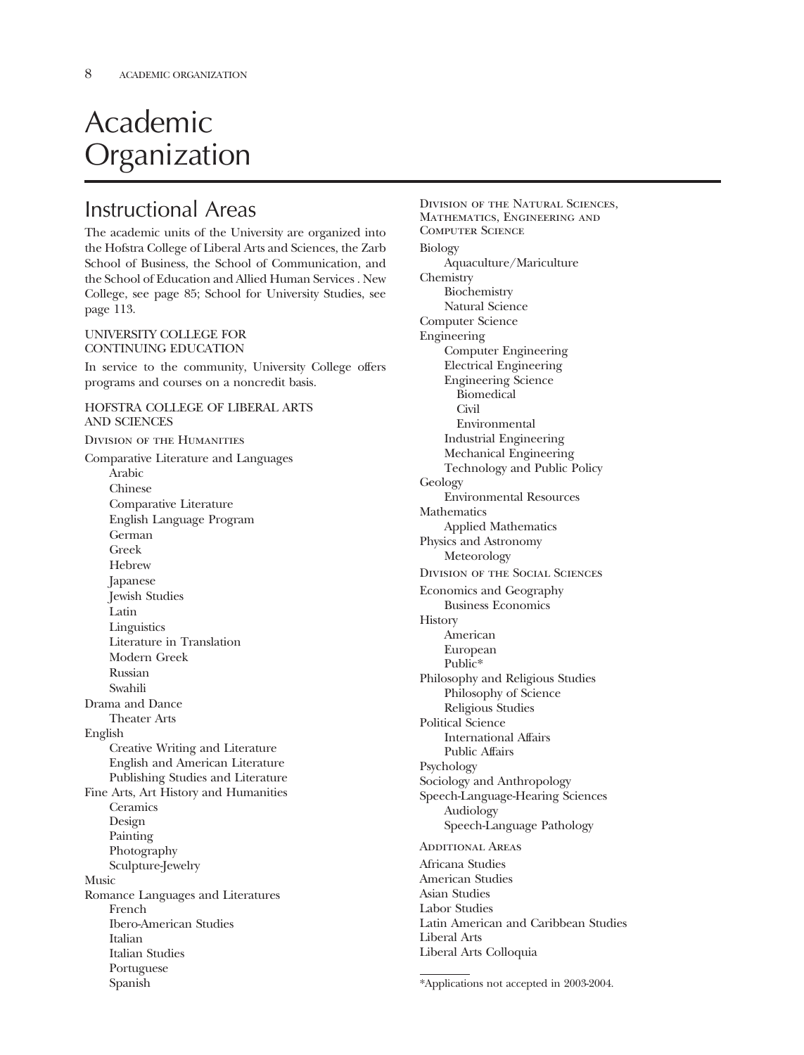# Academic Organization

## Instructional Areas

The academic units of the University are organized into the Hofstra College of Liberal Arts and Sciences, the Zarb School of Business, the School of Communication, and the School of Education and Allied Human Services . New College, see page 85; School for University Studies, see page 113.

### UNIVERSITY COLLEGE FOR CONTINUING EDUCATION

In service to the community, University College offers programs and courses on a noncredit basis.

### HOFSTRA COLLEGE OF LIBERAL ARTS AND SCIENCES

#### Division of the Humanities

- Comparative Literature and Languages
  - Arabic
  - Chinese
  - Comparative Literature
  - English Language Program
  - German
  - Greek
  - Hebrew
  - Japanese
  - Jewish Studies
  - Latin
  - Linguistics
  - Literature in Translation
  - Modern Greek
  - Russian
  - Swahili
- Drama and Dance
  - Theater Arts
- English
  - Creative Writing and Literature
  - English and American Literature
  - Publishing Studies and Literature
- Fine Arts, Art History and Humanities
  - Ceramics
  - Design
  - Painting
  - Photography
  - Sculpture-Jewelry
- Music
- Romance Languages and Literatures
  - French
  - Ibero-American Studies
  - Italian
  - Italian Studies
  - Portuguese
  - Spanish

#### Division of the Natural Sciences, Mathematics, Engineering and Computer Science

- Biology
  - Aquaculture/Mariculture
- Chemistry
  - Biochemistry
  - Natural Science
- Computer Science
- Engineering
  - Computer Engineering
  - Electrical Engineering
  - Engineering Science
    - Biomedical
    - Civil
    - Environmental
  - Industrial Engineering
  - Mechanical Engineering
  - Technology and Public Policy
- Geology
  - Environmental Resources
- Mathematics
  - Applied Mathematics
- Physics and Astronomy
  - Meteorology

#### Division of the Social Sciences

- Economics and Geography
  - Business Economics
- History
  - American
  - European
  - Public*
- Philosophy and Religious Studies
  - Philosophy of Science
  - Religious Studies
- Political Science
  - International Affairs
  - Public Affairs
- Psychology
- Sociology and Anthropology
- Speech-Language-Hearing Sciences
  - Audiology
  - Speech-Language Pathology

#### Additional Areas

- Africana Studies
- American Studies
- Asian Studies
- Labor Studies
- Latin American and Caribbean Studies
- Liberal Arts
- Liberal Arts Colloquia

---

*Applications not accepted in 2003-2004.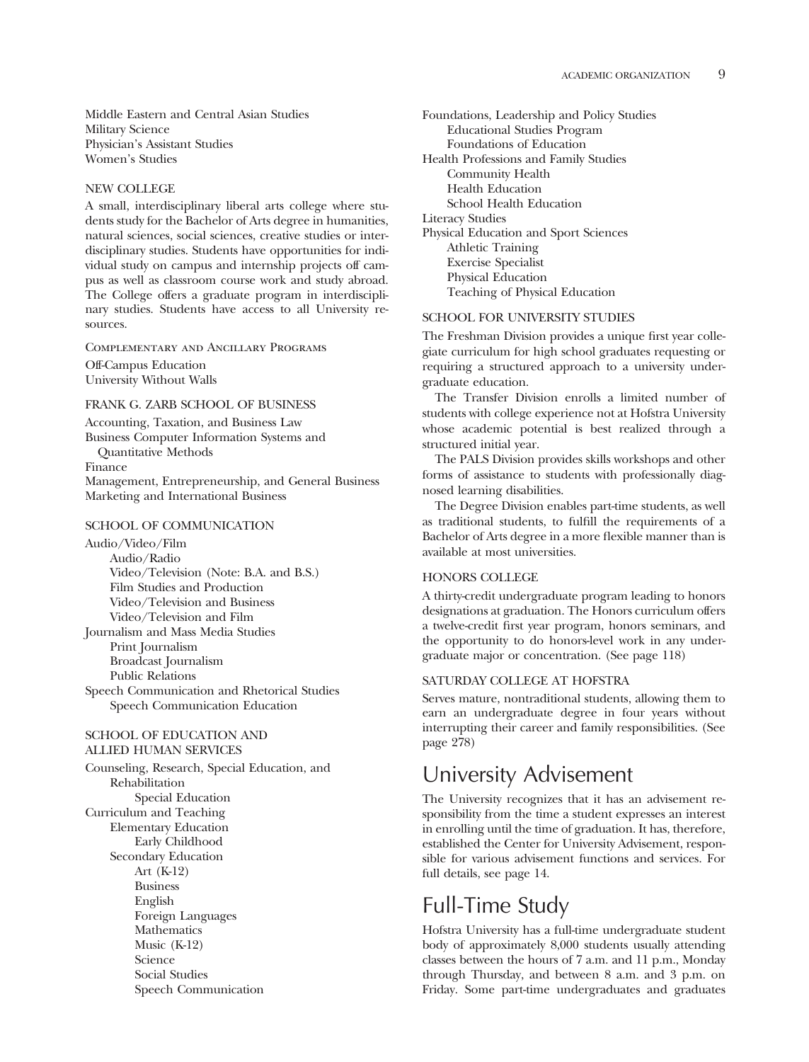Middle Eastern and Central Asian Studies
Military Science
Physician's Assistant Studies
Women's Studies

#### NEW COLLEGE

A small, interdisciplinary liberal arts college where students study for the Bachelor of Arts degree in humanities, natural sciences, social sciences, creative studies or interdisciplinary studies. Students have opportunities for individual study on campus and internship projects off campus as well as classroom course work and study abroad. The College offers a graduate program in interdisciplinary studies. Students have access to all University resources.

COMPLEMENTARY AND ANCILLARY PROGRAMS

Off-Campus Education
University Without Walls

#### FRANK G. ZARB SCHOOL OF BUSINESS

Accounting, Taxation, and Business Law
Business Computer Information Systems and Quantitative Methods
Finance
Management, Entrepreneurship, and General Business
Marketing and International Business

#### SCHOOL OF COMMUNICATION

- Audio/Video/Film
  - Audio/Radio
  - Video/Television (Note: B.A. and B.S.)
  - Film Studies and Production
  - Video/Television and Business
  - Video/Television and Film
- Journalism and Mass Media Studies
  - Print Journalism
  - Broadcast Journalism
  - Public Relations
- Speech Communication and Rhetorical Studies
  - Speech Communication Education

#### SCHOOL OF EDUCATION AND ALLIED HUMAN SERVICES

- Counseling, Research, Special Education, and Rehabilitation
  - Special Education
- Curriculum and Teaching
  - Elementary Education
    - Early Childhood
  - Secondary Education
    - Art (K-12)
    - Business
    - English
    - Foreign Languages
    - Mathematics
    - Music (K-12)
    - Science
    - Social Studies
    - Speech Communication
- Foundations, Leadership and Policy Studies
  - Educational Studies Program
  - Foundations of Education
- Health Professions and Family Studies
  - Community Health
  - Health Education
  - School Health Education
- Literacy Studies
- Physical Education and Sport Sciences
  - Athletic Training
  - Exercise Specialist
  - Physical Education
  - Teaching of Physical Education

#### SCHOOL FOR UNIVERSITY STUDIES

The Freshman Division provides a unique first year collegiate curriculum for high school graduates requesting or requiring a structured approach to a university undergraduate education.

The Transfer Division enrolls a limited number of students with college experience not at Hofstra University whose academic potential is best realized through a structured initial year.

The PALS Division provides skills workshops and other forms of assistance to students with professionally diagnosed learning disabilities.

The Degree Division enables part-time students, as well as traditional students, to fulfill the requirements of a Bachelor of Arts degree in a more flexible manner than is available at most universities.

#### HONORS COLLEGE

A thirty-credit undergraduate program leading to honors designations at graduation. The Honors curriculum offers a twelve-credit first year program, honors seminars, and the opportunity to do honors-level work in any undergraduate major or concentration. (See page 118)

#### SATURDAY COLLEGE AT HOFSTRA

Serves mature, nontraditional students, allowing them to earn an undergraduate degree in four years without interrupting their career and family responsibilities. (See page 278)

## University Advisement

The University recognizes that it has an advisement responsibility from the time a student expresses an interest in enrolling until the time of graduation. It has, therefore, established the Center for University Advisement, responsible for various advisement functions and services. For full details, see page 14.

## Full-Time Study

Hofstra University has a full-time undergraduate student body of approximately 8,000 students usually attending classes between the hours of 7 a.m. and 11 p.m., Monday through Thursday, and between 8 a.m. and 3 p.m. on Friday. Some part-time undergraduates and graduates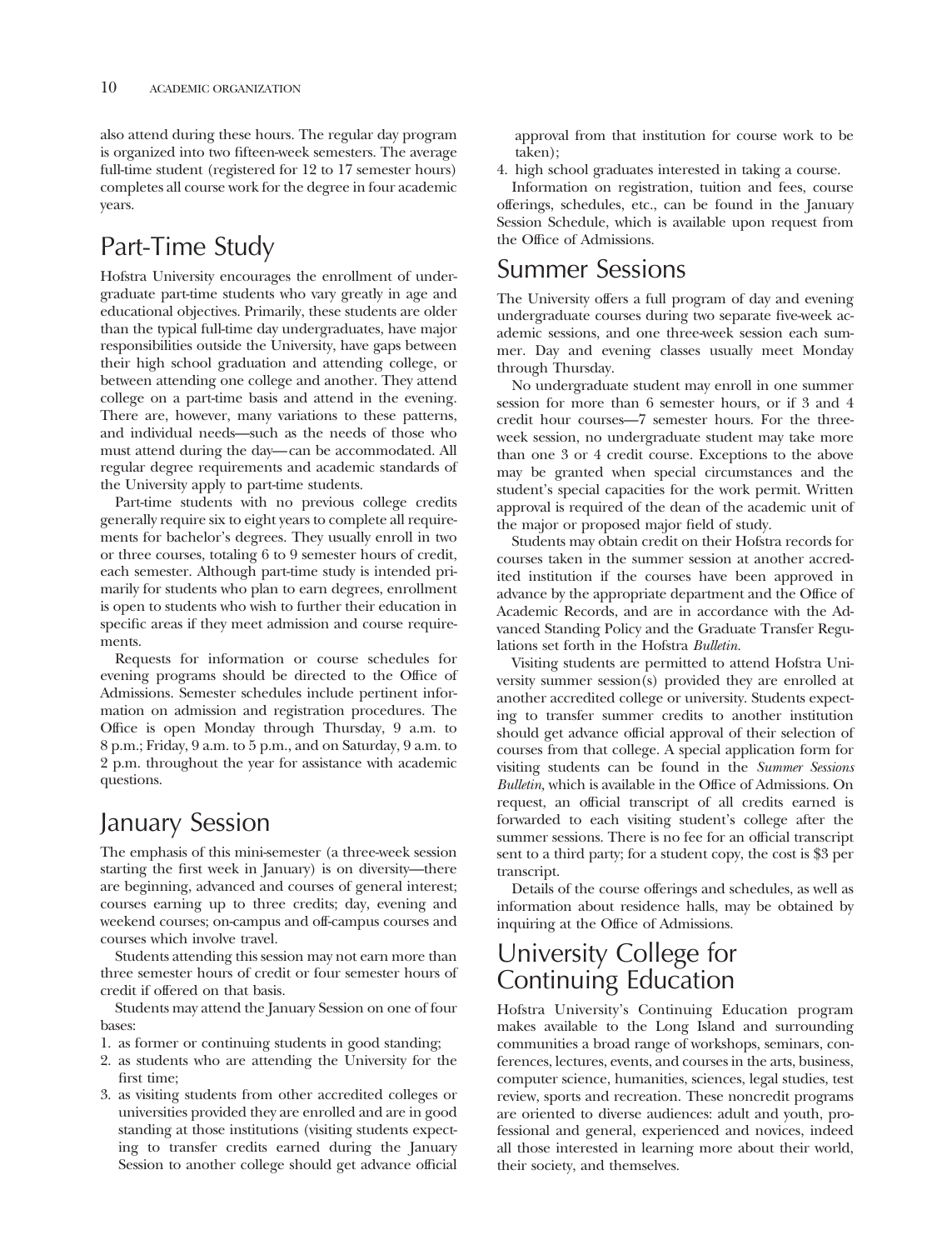also attend during these hours. The regular day program is organized into two fifteen-week semesters. The average full-time student (registered for 12 to 17 semester hours) completes all course work for the degree in four academic years.

## Part-Time Study

Hofstra University encourages the enrollment of undergraduate part-time students who vary greatly in age and educational objectives. Primarily, these students are older than the typical full-time day undergraduates, have major responsibilities outside the University, have gaps between their high school graduation and attending college, or between attending one college and another. They attend college on a part-time basis and attend in the evening. There are, however, many variations to these patterns, and individual needs—such as the needs of those who must attend during the day—can be accommodated. All regular degree requirements and academic standards of the University apply to part-time students.

Part-time students with no previous college credits generally require six to eight years to complete all requirements for bachelor's degrees. They usually enroll in two or three courses, totaling 6 to 9 semester hours of credit, each semester. Although part-time study is intended primarily for students who plan to earn degrees, enrollment is open to students who wish to further their education in specific areas if they meet admission and course requirements.

Requests for information or course schedules for evening programs should be directed to the Office of Admissions. Semester schedules include pertinent information on admission and registration procedures. The Office is open Monday through Thursday, 9 a.m. to 8 p.m.; Friday, 9 a.m. to 5 p.m., and on Saturday, 9 a.m. to 2 p.m. throughout the year for assistance with academic questions.

## January Session

The emphasis of this mini-semester (a three-week session starting the first week in January) is on diversity—there are beginning, advanced and courses of general interest; courses earning up to three credits; day, evening and weekend courses; on-campus and off-campus courses and courses which involve travel.

Students attending this session may not earn more than three semester hours of credit or four semester hours of credit if offered on that basis.

Students may attend the January Session on one of four bases:

1. as former or continuing students in good standing;
2. as students who are attending the University for the first time;
3. as visiting students from other accredited colleges or universities provided they are enrolled and are in good standing at those institutions (visiting students expecting to transfer credits earned during the January Session to another college should get advance official approval from that institution for course work to be taken);
4. high school graduates interested in taking a course.

Information on registration, tuition and fees, course offerings, schedules, etc., can be found in the January Session Schedule, which is available upon request from the Office of Admissions.

## Summer Sessions

The University offers a full program of day and evening undergraduate courses during two separate five-week academic sessions, and one three-week session each summer. Day and evening classes usually meet Monday through Thursday.

No undergraduate student may enroll in one summer session for more than 6 semester hours, or if 3 and 4 credit hour courses—7 semester hours. For the three-week session, no undergraduate student may take more than one 3 or 4 credit course. Exceptions to the above may be granted when special circumstances and the student's special capacities for the work permit. Written approval is required of the dean of the academic unit of the major or proposed major field of study.

Students may obtain credit on their Hofstra records for courses taken in the summer session at another accredited institution if the courses have been approved in advance by the appropriate department and the Office of Academic Records, and are in accordance with the Advanced Standing Policy and the Graduate Transfer Regulations set forth in the Hofstra *Bulletin.*

Visiting students are permitted to attend Hofstra University summer session(s) provided they are enrolled at another accredited college or university. Students expecting to transfer summer credits to another institution should get advance official approval of their selection of courses from that college. A special application form for visiting students can be found in the *Summer Sessions Bulletin,* which is available in the Office of Admissions. On request, an official transcript of all credits earned is forwarded to each visiting student's college after the summer sessions. There is no fee for an official transcript sent to a third party; for a student copy, the cost is $3 per transcript.

Details of the course offerings and schedules, as well as information about residence halls, may be obtained by inquiring at the Office of Admissions.

## University College for Continuing Education

Hofstra University's Continuing Education program makes available to the Long Island and surrounding communities a broad range of workshops, seminars, conferences, lectures, events, and courses in the arts, business, computer science, humanities, sciences, legal studies, test review, sports and recreation. These noncredit programs are oriented to diverse audiences: adult and youth, professional and general, experienced and novices, indeed all those interested in learning more about their world, their society, and themselves.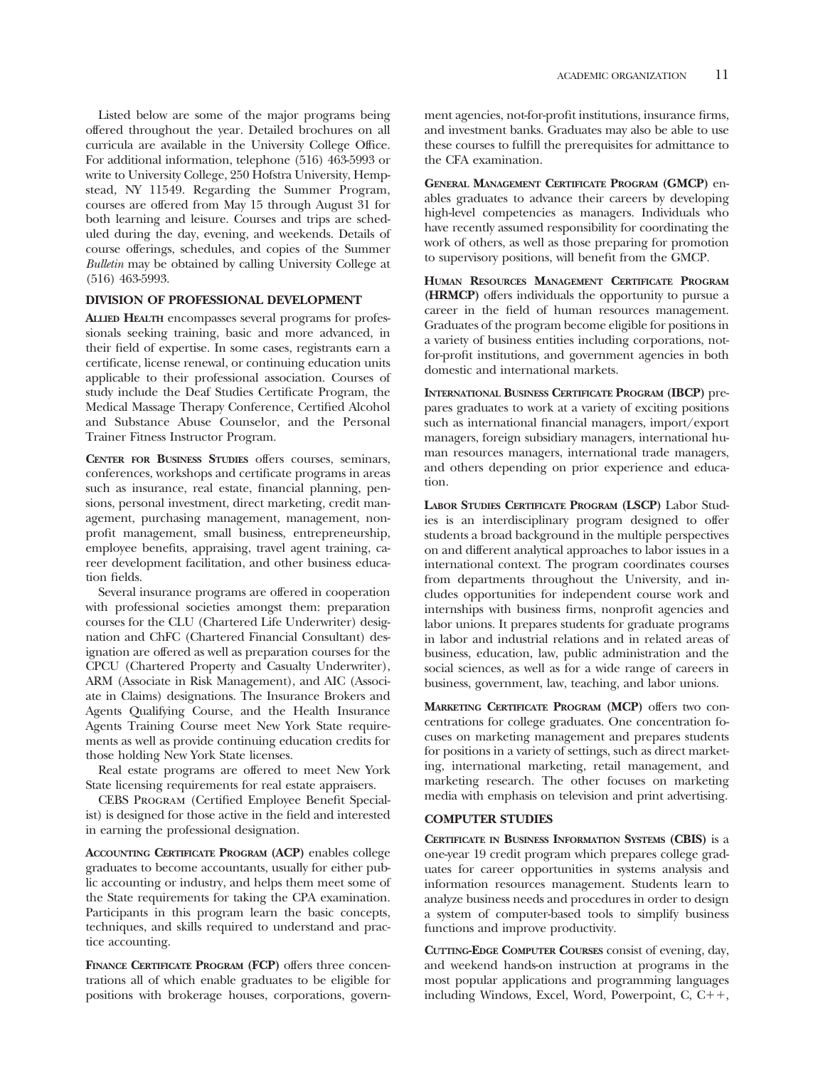Listed below are some of the major programs being offered throughout the year. Detailed brochures on all curricula are available in the University College Office. For additional information, telephone (516) 463-5993 or write to University College, 250 Hofstra University, Hempstead, NY 11549. Regarding the Summer Program, courses are offered from May 15 through August 31 for both learning and leisure. Courses and trips are scheduled during the day, evening, and weekends. Details of course offerings, schedules, and copies of the Summer *Bulletin* may be obtained by calling University College at (516) 463-5993.

### DIVISION OF PROFESSIONAL DEVELOPMENT

**Allied Health** encompasses several programs for professionals seeking training, basic and more advanced, in their field of expertise. In some cases, registrants earn a certificate, license renewal, or continuing education units applicable to their professional association. Courses of study include the Deaf Studies Certificate Program, the Medical Massage Therapy Conference, Certified Alcohol and Substance Abuse Counselor, and the Personal Trainer Fitness Instructor Program.

**Center for Business Studies** offers courses, seminars, conferences, workshops and certificate programs in areas such as insurance, real estate, financial planning, pensions, personal investment, direct marketing, credit management, purchasing management, management, nonprofit management, small business, entrepreneurship, employee benefits, appraising, travel agent training, career development facilitation, and other business education fields.

Several insurance programs are offered in cooperation with professional societies amongst them: preparation courses for the CLU (Chartered Life Underwriter) designation and ChFC (Chartered Financial Consultant) designation are offered as well as preparation courses for the CPCU (Chartered Property and Casualty Underwriter), ARM (Associate in Risk Management), and AIC (Associate in Claims) designations. The Insurance Brokers and Agents Qualifying Course, and the Health Insurance Agents Training Course meet New York State requirements as well as provide continuing education credits for those holding New York State licenses.

Real estate programs are offered to meet New York State licensing requirements for real estate appraisers.

CEBS Program (Certified Employee Benefit Specialist) is designed for those active in the field and interested in earning the professional designation.

**Accounting Certificate Program (ACP)** enables college graduates to become accountants, usually for either public accounting or industry, and helps them meet some of the State requirements for taking the CPA examination. Participants in this program learn the basic concepts, techniques, and skills required to understand and practice accounting.

**Finance Certificate Program (FCP)** offers three concentrations all of which enable graduates to be eligible for positions with brokerage houses, corporations, government agencies, not-for-profit institutions, insurance firms, and investment banks. Graduates may also be able to use these courses to fulfill the prerequisites for admittance to the CFA examination.

**General Management Certificate Program (GMCP)** enables graduates to advance their careers by developing high-level competencies as managers. Individuals who have recently assumed responsibility for coordinating the work of others, as well as those preparing for promotion to supervisory positions, will benefit from the GMCP.

**Human Resources Management Certificate Program (HRMCP)** offers individuals the opportunity to pursue a career in the field of human resources management. Graduates of the program become eligible for positions in a variety of business entities including corporations, not-for-profit institutions, and government agencies in both domestic and international markets.

**International Business Certificate Program (IBCP)** prepares graduates to work at a variety of exciting positions such as international financial managers, import/export managers, foreign subsidiary managers, international human resources managers, international trade managers, and others depending on prior experience and education.

**Labor Studies Certificate Program (LSCP)** Labor Studies is an interdisciplinary program designed to offer students a broad background in the multiple perspectives on and different analytical approaches to labor issues in a international context. The program coordinates courses from departments throughout the University, and includes opportunities for independent course work and internships with business firms, nonprofit agencies and labor unions. It prepares students for graduate programs in labor and industrial relations and in related areas of business, education, law, public administration and the social sciences, as well as for a wide range of careers in business, government, law, teaching, and labor unions.

**Marketing Certificate Program (MCP)** offers two concentrations for college graduates. One concentration focuses on marketing management and prepares students for positions in a variety of settings, such as direct marketing, international marketing, retail management, and marketing research. The other focuses on marketing media with emphasis on television and print advertising.

### COMPUTER STUDIES

**Certificate in Business Information Systems (CBIS)** is a one-year 19 credit program which prepares college graduates for career opportunities in systems analysis and information resources management. Students learn to analyze business needs and procedures in order to design a system of computer-based tools to simplify business functions and improve productivity.

**Cutting-Edge Computer Courses** consist of evening, day, and weekend hands-on instruction at programs in the most popular applications and programming languages including Windows, Excel, Word, Powerpoint, C, C++,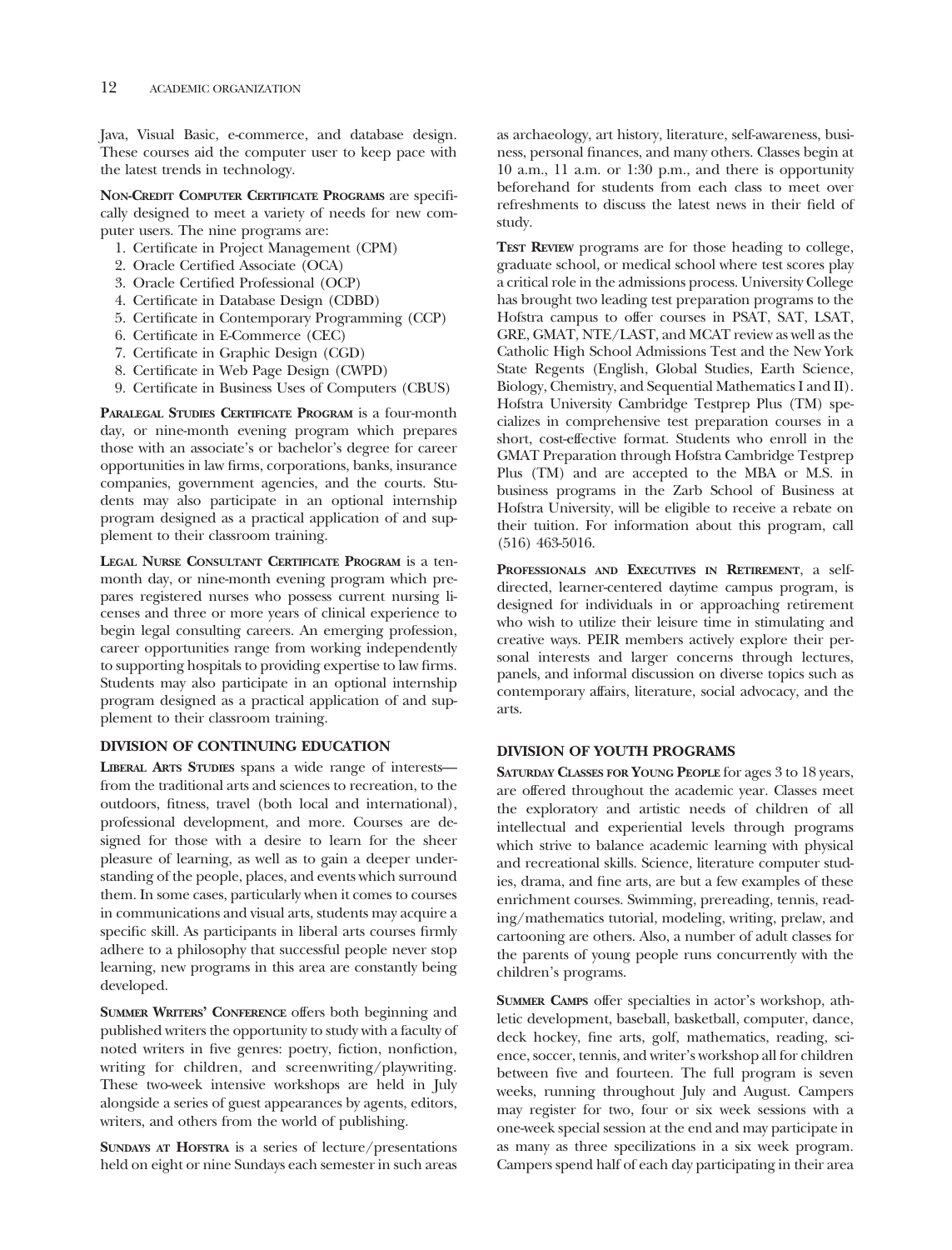Java, Visual Basic, e-commerce, and database design. These courses aid the computer user to keep pace with the latest trends in technology.

**Non-Credit Computer Certificate Programs** are specifically designed to meet a variety of needs for new computer users. The nine programs are:

1. Certificate in Project Management (CPM)
2. Oracle Certified Associate (OCA)
3. Oracle Certified Professional (OCP)
4. Certificate in Database Design (CDBD)
5. Certificate in Contemporary Programming (CCP)
6. Certificate in E-Commerce (CEC)
7. Certificate in Graphic Design (CGD)
8. Certificate in Web Page Design (CWPD)
9. Certificate in Business Uses of Computers (CBUS)

**Paralegal Studies Certificate Program** is a four-month day, or nine-month evening program which prepares those with an associate's or bachelor's degree for career opportunities in law firms, corporations, banks, insurance companies, government agencies, and the courts. Students may also participate in an optional internship program designed as a practical application of and supplement to their classroom training.

**Legal Nurse Consultant Certificate Program** is a ten-month day, or nine-month evening program which prepares registered nurses who possess current nursing licenses and three or more years of clinical experience to begin legal consulting careers. An emerging profession, career opportunities range from working independently to supporting hospitals to providing expertise to law firms. Students may also participate in an optional internship program designed as a practical application of and supplement to their classroom training.

## DIVISION OF CONTINUING EDUCATION

**Liberal Arts Studies** spans a wide range of interests—from the traditional arts and sciences to recreation, to the outdoors, fitness, travel (both local and international), professional development, and more. Courses are designed for those with a desire to learn for the sheer pleasure of learning, as well as to gain a deeper understanding of the people, places, and events which surround them. In some cases, particularly when it comes to courses in communications and visual arts, students may acquire a specific skill. As participants in liberal arts courses firmly adhere to a philosophy that successful people never stop learning, new programs in this area are constantly being developed.

**Summer Writers' Conference** offers both beginning and published writers the opportunity to study with a faculty of noted writers in five genres: poetry, fiction, nonfiction, writing for children, and screenwriting/playwriting. These two-week intensive workshops are held in July alongside a series of guest appearances by agents, editors, writers, and others from the world of publishing.

**Sundays at Hofstra** is a series of lecture/presentations held on eight or nine Sundays each semester in such areas as archaeology, art history, literature, self-awareness, business, personal finances, and many others. Classes begin at 10 a.m., 11 a.m. or 1:30 p.m., and there is opportunity beforehand for students from each class to meet over refreshments to discuss the latest news in their field of study.

**Test Review** programs are for those heading to college, graduate school, or medical school where test scores play a critical role in the admissions process. University College has brought two leading test preparation programs to the Hofstra campus to offer courses in PSAT, SAT, LSAT, GRE, GMAT, NTE/LAST, and MCAT review as well as the Catholic High School Admissions Test and the New York State Regents (English, Global Studies, Earth Science, Biology, Chemistry, and Sequential Mathematics I and II). Hofstra University Cambridge Testprep Plus (TM) specializes in comprehensive test preparation courses in a short, cost-effective format. Students who enroll in the GMAT Preparation through Hofstra Cambridge Testprep Plus (TM) and are accepted to the MBA or M.S. in business programs in the Zarb School of Business at Hofstra University, will be eligible to receive a rebate on their tuition. For information about this program, call (516) 463-5016.

**Professionals and Executives in Retirement**, a self-directed, learner-centered daytime campus program, is designed for individuals in or approaching retirement who wish to utilize their leisure time in stimulating and creative ways. PEIR members actively explore their personal interests and larger concerns through lectures, panels, and informal discussion on diverse topics such as contemporary affairs, literature, social advocacy, and the arts.

## DIVISION OF YOUTH PROGRAMS

**Saturday Classes for Young People** for ages 3 to 18 years, are offered throughout the academic year. Classes meet the exploratory and artistic needs of children of all intellectual and experiential levels through programs which strive to balance academic learning with physical and recreational skills. Science, literature computer studies, drama, and fine arts, are but a few examples of these enrichment courses. Swimming, prereading, tennis, reading/mathematics tutorial, modeling, writing, prelaw, and cartooning are others. Also, a number of adult classes for the parents of young people runs concurrently with the children's programs.

**Summer Camps** offer specialties in actor's workshop, athletic development, baseball, basketball, computer, dance, deck hockey, fine arts, golf, mathematics, reading, science, soccer, tennis, and writer's workshop all for children between five and fourteen. The full program is seven weeks, running throughout July and August. Campers may register for two, four or six week sessions with a one-week special session at the end and may participate in as many as three specilizations in a six week program. Campers spend half of each day participating in their area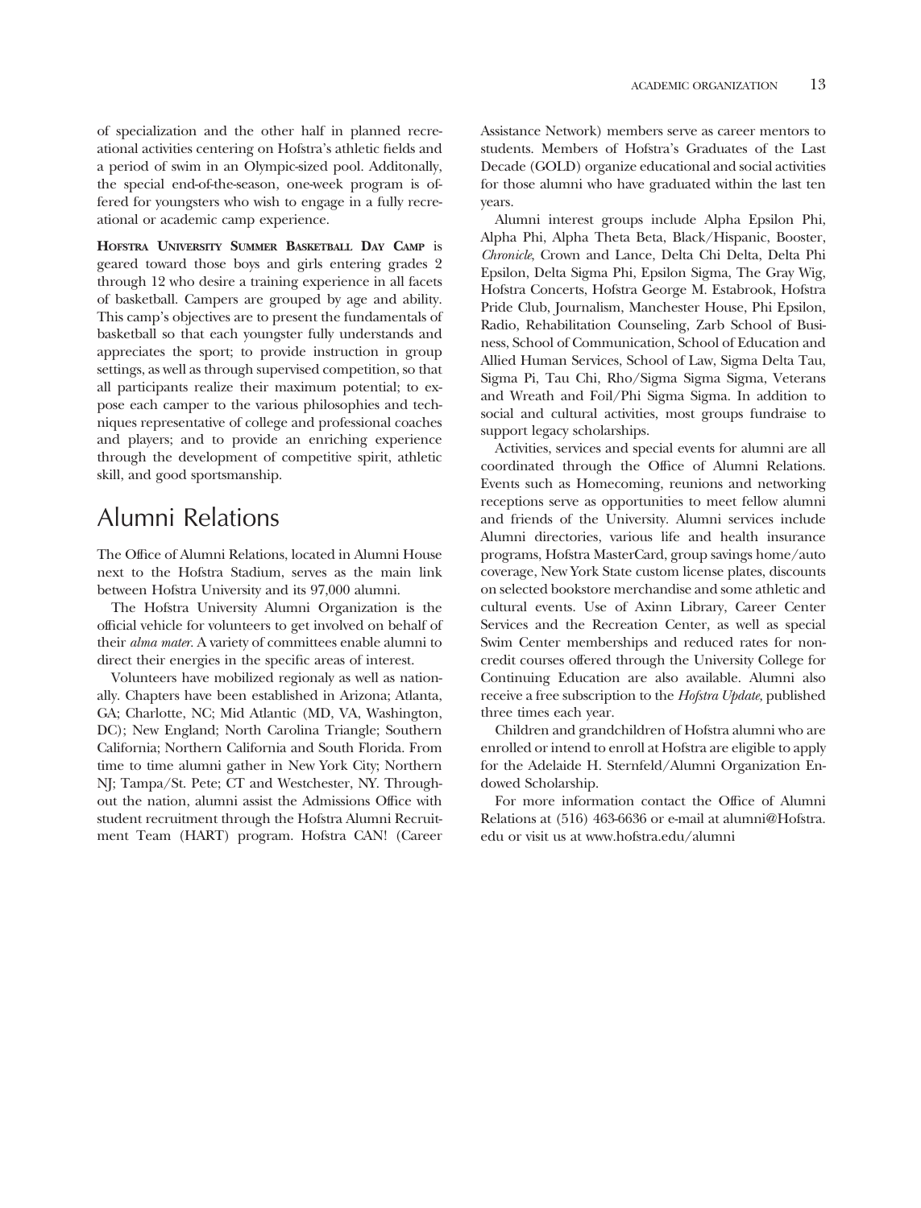of specialization and the other half in planned recreational activities centering on Hofstra's athletic fields and a period of swim in an Olympic-sized pool. Additonally, the special end-of-the-season, one-week program is offered for youngsters who wish to engage in a fully recreational or academic camp experience.

**Hofstra University Summer Basketball Day Camp** is geared toward those boys and girls entering grades 2 through 12 who desire a training experience in all facets of basketball. Campers are grouped by age and ability. This camp's objectives are to present the fundamentals of basketball so that each youngster fully understands and appreciates the sport; to provide instruction in group settings, as well as through supervised competition, so that all participants realize their maximum potential; to expose each camper to the various philosophies and techniques representative of college and professional coaches and players; and to provide an enriching experience through the development of competitive spirit, athletic skill, and good sportsmanship.

## Alumni Relations

The Office of Alumni Relations, located in Alumni House next to the Hofstra Stadium, serves as the main link between Hofstra University and its 97,000 alumni.

The Hofstra University Alumni Organization is the official vehicle for volunteers to get involved on behalf of their *alma mater*. A variety of committees enable alumni to direct their energies in the specific areas of interest.

Volunteers have mobilized regionaly as well as nationally. Chapters have been established in Arizona; Atlanta, GA; Charlotte, NC; Mid Atlantic (MD, VA, Washington, DC); New England; North Carolina Triangle; Southern California; Northern California and South Florida. From time to time alumni gather in New York City; Northern NJ; Tampa/St. Pete; CT and Westchester, NY. Throughout the nation, alumni assist the Admissions Office with student recruitment through the Hofstra Alumni Recruitment Team (HART) program. Hofstra CAN! (Career Assistance Network) members serve as career mentors to students. Members of Hofstra's Graduates of the Last Decade (GOLD) organize educational and social activities for those alumni who have graduated within the last ten years.

Alumni interest groups include Alpha Epsilon Phi, Alpha Phi, Alpha Theta Beta, Black/Hispanic, Booster, *Chronicle*, Crown and Lance, Delta Chi Delta, Delta Phi Epsilon, Delta Sigma Phi, Epsilon Sigma, The Gray Wig, Hofstra Concerts, Hofstra George M. Estabrook, Hofstra Pride Club, Journalism, Manchester House, Phi Epsilon, Radio, Rehabilitation Counseling, Zarb School of Business, School of Communication, School of Education and Allied Human Services, School of Law, Sigma Delta Tau, Sigma Pi, Tau Chi, Rho/Sigma Sigma Sigma, Veterans and Wreath and Foil/Phi Sigma Sigma. In addition to social and cultural activities, most groups fundraise to support legacy scholarships.

Activities, services and special events for alumni are all coordinated through the Office of Alumni Relations. Events such as Homecoming, reunions and networking receptions serve as opportunities to meet fellow alumni and friends of the University. Alumni services include Alumni directories, various life and health insurance programs, Hofstra MasterCard, group savings home/auto coverage, New York State custom license plates, discounts on selected bookstore merchandise and some athletic and cultural events. Use of Axinn Library, Career Center Services and the Recreation Center, as well as special Swim Center memberships and reduced rates for noncredit courses offered through the University College for Continuing Education are also available. Alumni also receive a free subscription to the *Hofstra Update*, published three times each year.

Children and grandchildren of Hofstra alumni who are enrolled or intend to enroll at Hofstra are eligible to apply for the Adelaide H. Sternfeld/Alumni Organization Endowed Scholarship.

For more information contact the Office of Alumni Relations at (516) 463-6636 or e-mail at alumni@Hofstra.edu or visit us at www.hofstra.edu/alumni